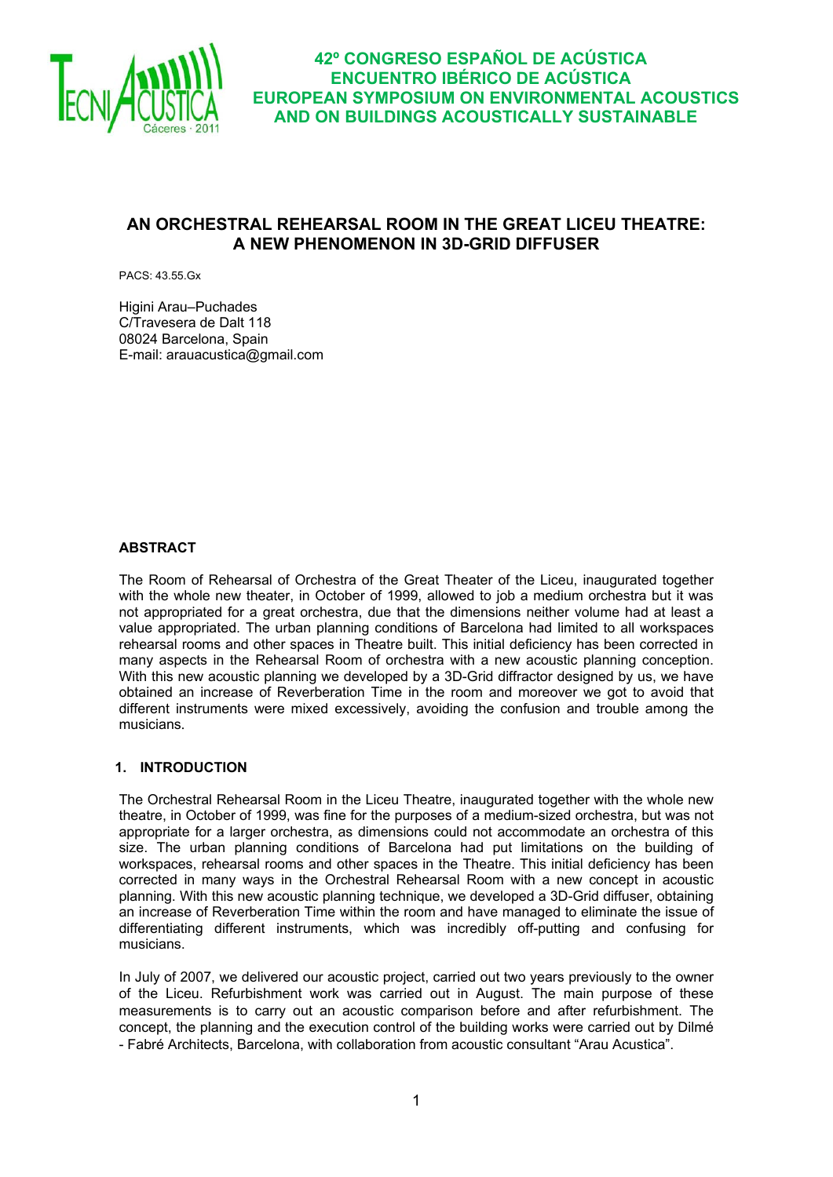# 42º CONGRESO ESPAÑOL DE ACÚSTICA
# ENCUENTRO IBÉRICO DE ACÚSTICA
# EUROPEAN SYMPOSIUM ON ENVIRONMENTAL ACOUSTICS AND ON BUILDINGS ACOUSTICALLY SUSTAINABLE

## AN ORCHESTRAL REHEARSAL ROOM IN THE GREAT LICEU THEATRE: A NEW PHENOMENON IN 3D-GRID DIFFUSER

PACS: 43.55.Gx

Higini Arau–Puchades
C/Travesera de Dalt 118
08024 Barcelona, Spain
E-mail: arauacustica@gmail.com

### ABSTRACT

The Room of Rehearsal of Orchestra of the Great Theater of the Liceu, inaugurated together with the whole new theater, in October of 1999, allowed to job a medium orchestra but it was not appropriated for a great orchestra, due that the dimensions neither volume had at least a value appropriated. The urban planning conditions of Barcelona had limited to all workspaces rehearsal rooms and other spaces in Theatre built. This initial deficiency has been corrected in many aspects in the Rehearsal Room of orchestra with a new acoustic planning conception. With this new acoustic planning we developed by a 3D-Grid diffractor designed by us, we have obtained an increase of Reverberation Time in the room and moreover we got to avoid that different instruments were mixed excessively, avoiding the confusion and trouble among the musicians.

### 1. INTRODUCTION

The Orchestral Rehearsal Room in the Liceu Theatre, inaugurated together with the whole new theatre, in October of 1999, was fine for the purposes of a medium-sized orchestra, but was not appropriate for a larger orchestra, as dimensions could not accommodate an orchestra of this size. The urban planning conditions of Barcelona had put limitations on the building of workspaces, rehearsal rooms and other spaces in the Theatre. This initial deficiency has been corrected in many ways in the Orchestral Rehearsal Room with a new concept in acoustic planning. With this new acoustic planning technique, we developed a 3D-Grid diffuser, obtaining an increase of Reverberation Time within the room and have managed to eliminate the issue of differentiating different instruments, which was incredibly off-putting and confusing for musicians.

In July of 2007, we delivered our acoustic project, carried out two years previously to the owner of the Liceu. Refurbishment work was carried out in August. The main purpose of these measurements is to carry out an acoustic comparison before and after refurbishment. The concept, the planning and the execution control of the building works were carried out by Dilmé - Fabré Architects, Barcelona, with collaboration from acoustic consultant "Arau Acustica".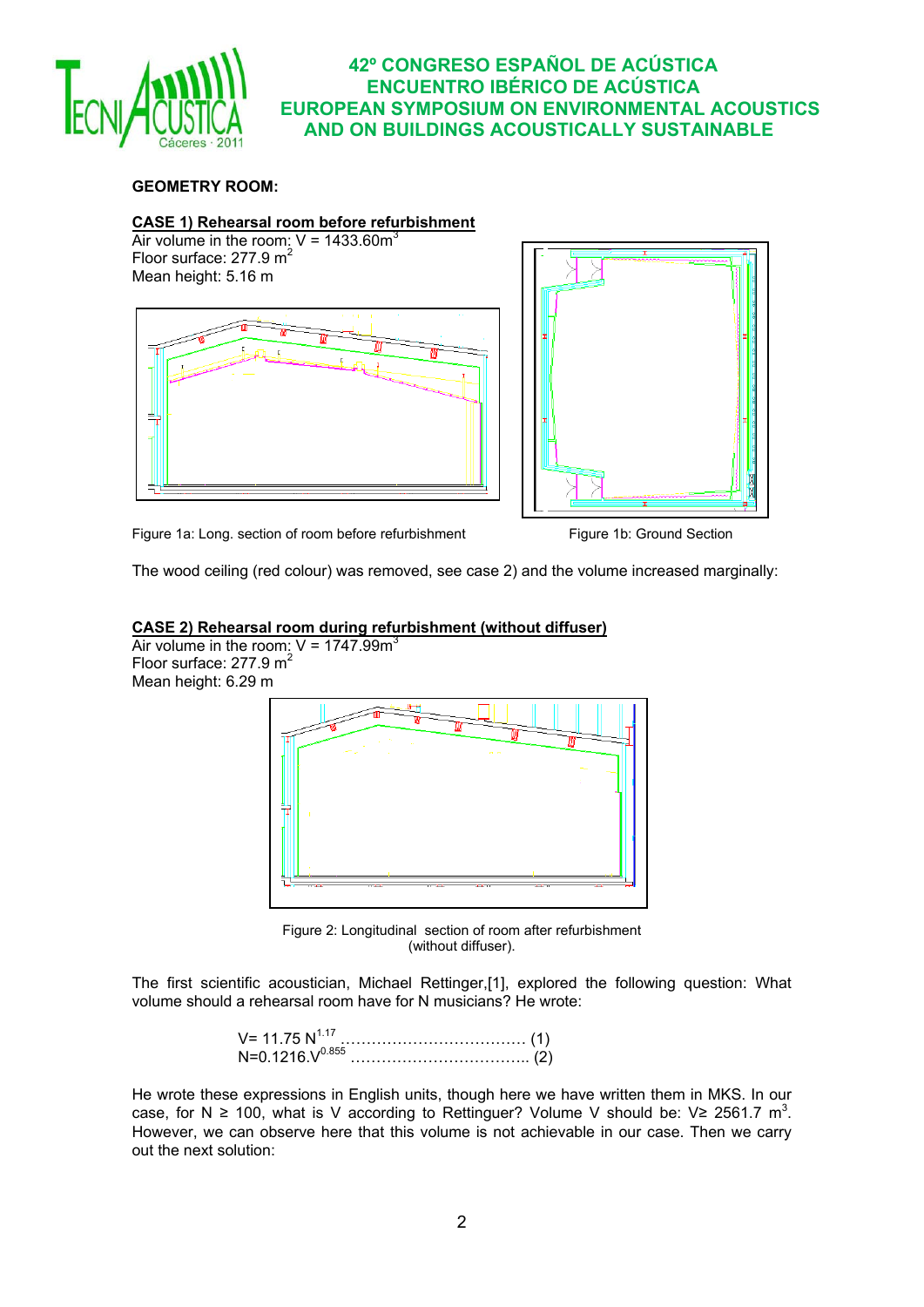**GEOMETRY ROOM:**

**CASE 1) Rehearsal room before refurbishment**

Air volume in the room: V = 1433.60m$^3$
Floor surface: 277.9 m$^2$
Mean height: 5.16 m

Figure 1a: Long. section of room before refurbishment

Figure 1b: Ground Section

The wood ceiling (red colour) was removed, see case 2) and the volume increased marginally:

**CASE 2) Rehearsal room during refurbishment (without diffuser)**

Air volume in the room: V = 1747.99m$^3$
Floor surface: 277.9 m$^2$
Mean height: 6.29 m

Figure 2: Longitudinal section of room after refurbishment (without diffuser).

The first scientific acoustician, Michael Rettinger,[1], explored the following question: What volume should a rehearsal room have for N musicians? He wrote:

$$V= 11.75\ N^{1.17} \ldots\ldots\ldots\ldots\ldots\ldots\ldots\ldots\ldots\ldots\ldots \ (1)$$

$$N=0.1216 \cdot V^{0.855} \ldots\ldots\ldots\ldots\ldots\ldots\ldots\ldots\ldots\ldots\ldots \ (2)$$

He wrote these expressions in English units, though here we have written them in MKS. In our case, for $N \geq 100$, what is V according to Rettinguer? Volume V should be: $V \geq 2561.7\ m^3$. However, we can observe here that this volume is not achievable in our case. Then we carry out the next solution: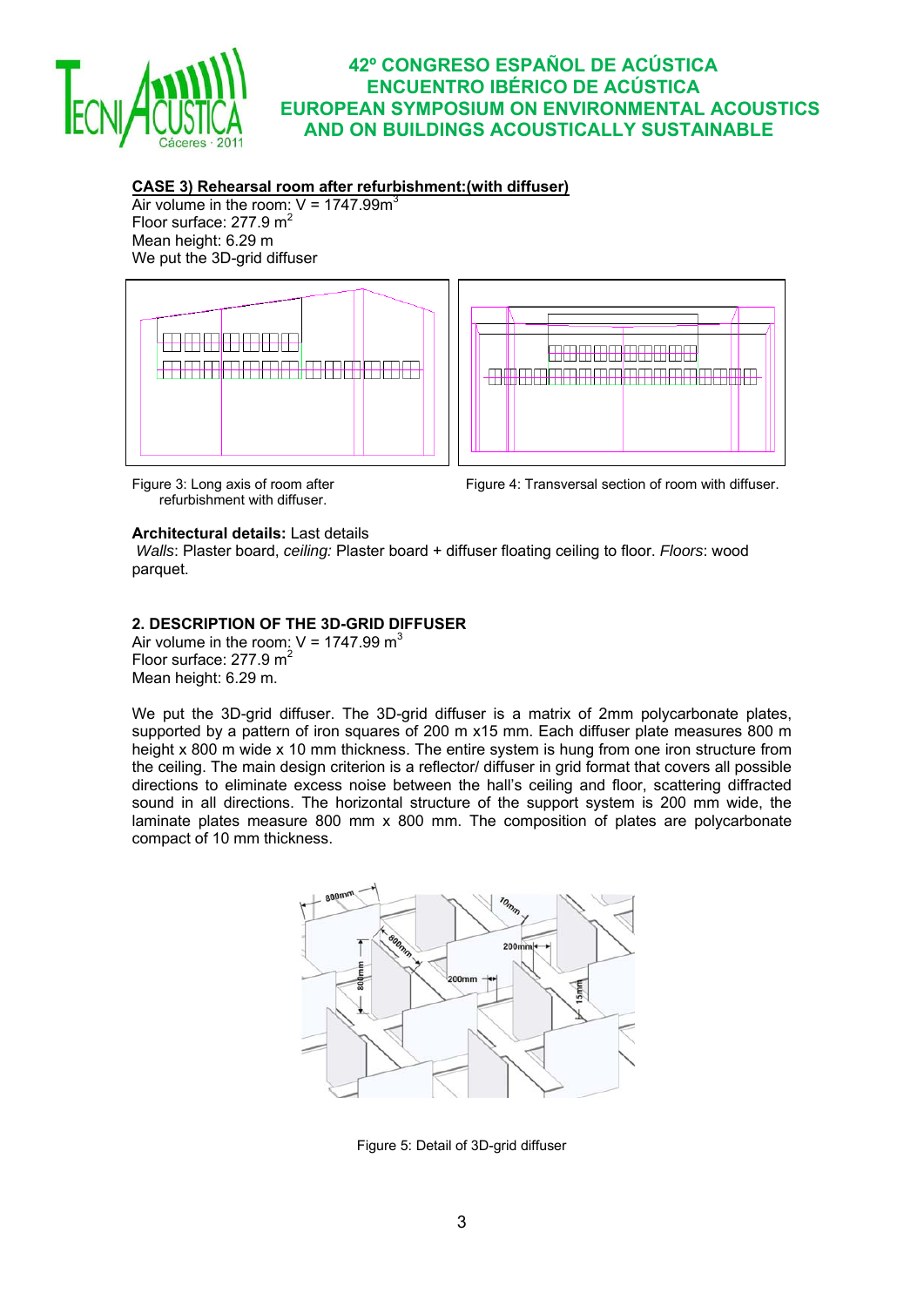**CASE 3) Rehearsal room after refurbishment:(with diffuser)**

Air volume in the room: V = 1747.99m$^3$
Floor surface: 277.9 m$^2$
Mean height: 6.29 m
We put the 3D-grid diffuser

Figure 3: Long axis of room after refurbishment with diffuser.

Figure 4: Transversal section of room with diffuser.

**Architectural details:** Last details

*Walls*: Plaster board, *ceiling:* Plaster board + diffuser floating ceiling to floor. *Floors*: wood parquet.

### 2. DESCRIPTION OF THE 3D-GRID DIFFUSER

Air volume in the room: V = 1747.99 m$^3$
Floor surface: 277.9 m$^2$
Mean height: 6.29 m.

We put the 3D-grid diffuser. The 3D-grid diffuser is a matrix of 2mm polycarbonate plates, supported by a pattern of iron squares of 200 m x15 mm. Each diffuser plate measures 800 m height x 800 m wide x 10 mm thickness. The entire system is hung from one iron structure from the ceiling. The main design criterion is a reflector/ diffuser in grid format that covers all possible directions to eliminate excess noise between the hall's ceiling and floor, scattering diffracted sound in all directions. The horizontal structure of the support system is 200 mm wide, the laminate plates measure 800 mm x 800 mm. The composition of plates are polycarbonate compact of 10 mm thickness.

Figure 5: Detail of 3D-grid diffuser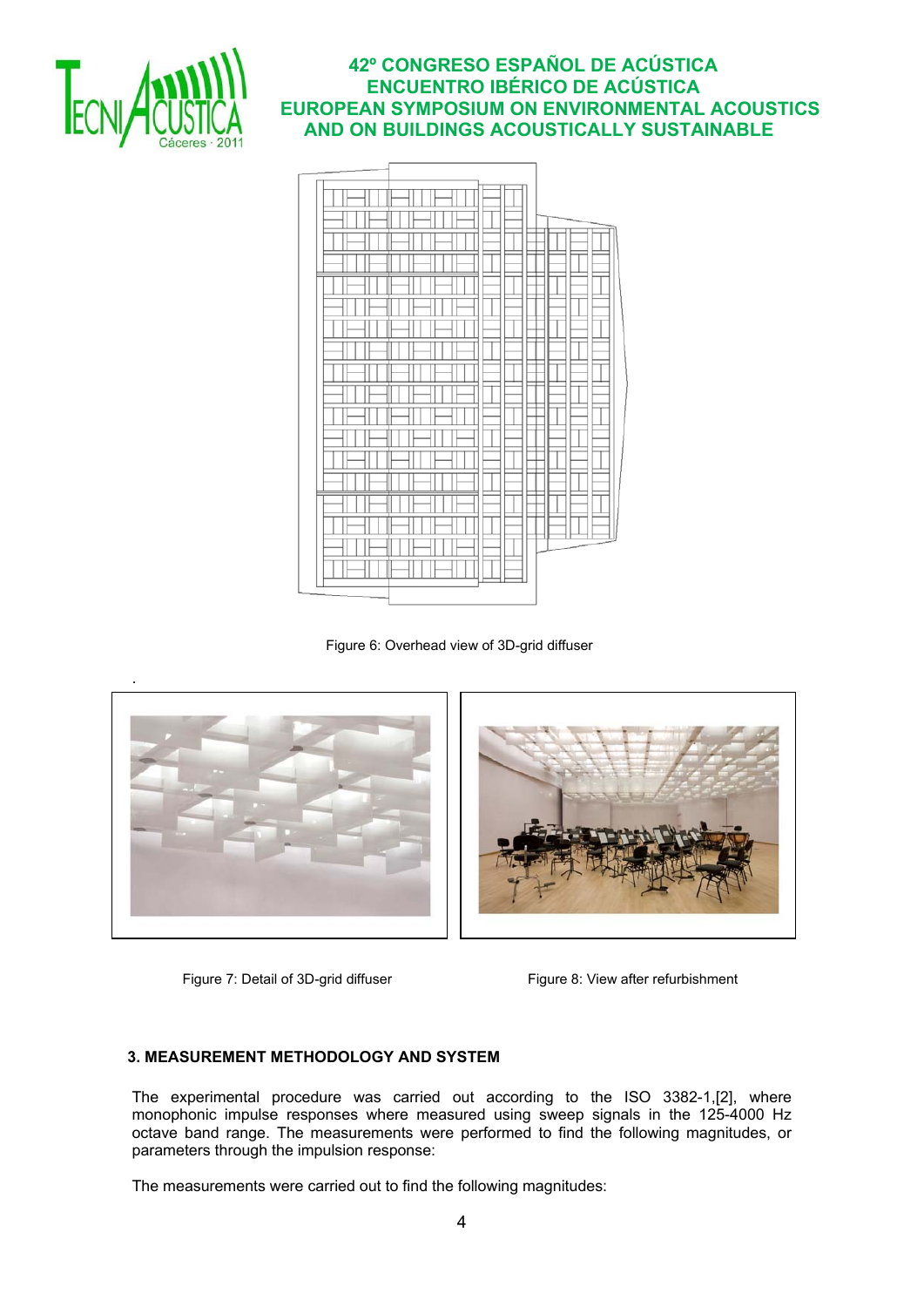Figure 6: Overhead view of 3D-grid diffuser

.

Figure 7: Detail of 3D-grid diffuser

Figure 8: View after refurbishment

**3. MEASUREMENT METHODOLOGY AND SYSTEM**

The experimental procedure was carried out according to the ISO 3382-1,[2], where monophonic impulse responses where measured using sweep signals in the 125-4000 Hz octave band range. The measurements were performed to find the following magnitudes, or parameters through the impulsion response:

The measurements were carried out to find the following magnitudes: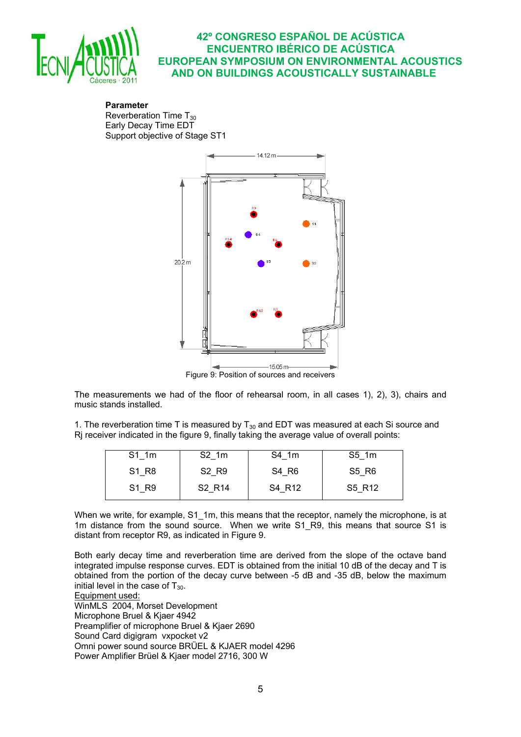**Parameter**
Reverberation Time $T_{30}$
Early Decay Time EDT
Support objective of Stage ST1

Figure 9: Position of sources and receivers

The measurements we had of the floor of rehearsal room, in all cases 1), 2), 3), chairs and music stands installed.

1. The reverberation time T is measured by $T_{30}$ and EDT was measured at each Si source and Rj receiver indicated in the figure 9, finally taking the average value of overall points:

| S1_1m | S2_1m | S4_1m | S5_1m |
|---|---|---|---|
| S1_R8 | S2_R9 | S4_R6 | S5_R6 |
| S1_R9 | S2_R14 | S4_R12 | S5_R12 |

When we write, for example, S1_1m, this means that the receptor, namely the microphone, is at 1m distance from the sound source. When we write S1_R9, this means that source S1 is distant from receptor R9, as indicated in Figure 9.

Both early decay time and reverberation time are derived from the slope of the octave band integrated impulse response curves. EDT is obtained from the initial 10 dB of the decay and T is obtained from the portion of the decay curve between -5 dB and -35 dB, below the maximum initial level in the case of $T_{30}$.

Equipment used:
WinMLS 2004, Morset Development
Microphone Bruel & Kjaer 4942
Preamplifier of microphone Bruel & Kjaer 2690
Sound Card digigram vxpocket v2
Omni power sound source BRÜEL & KJAER model 4296
Power Amplifier Brüel & Kjaer model 2716, 300 W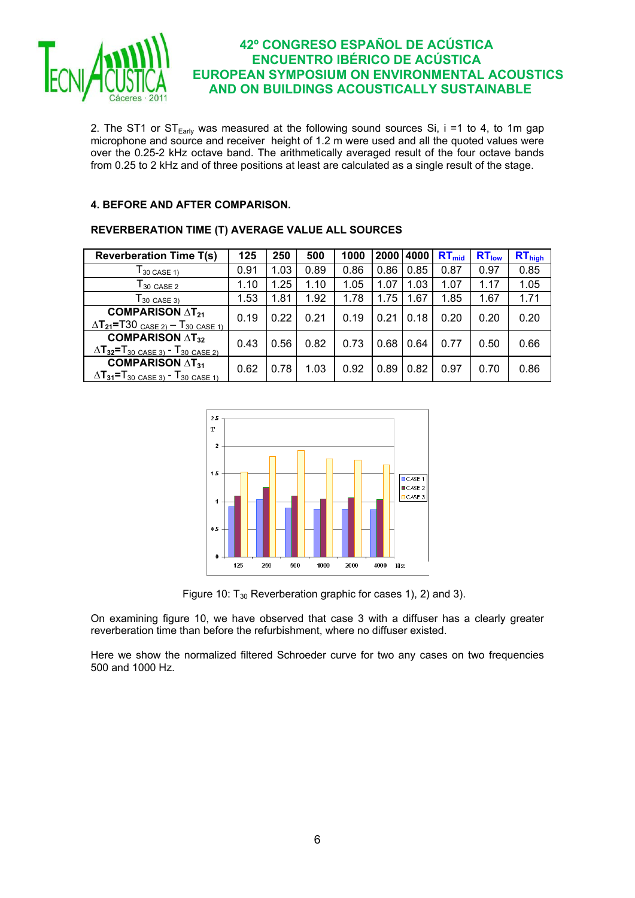2. The ST1 or $ST_{Early}$ was measured at the following sound sources Si, i =1 to 4, to 1m gap microphone and source and receiver height of 1.2 m were used and all the quoted values were over the 0.25-2 kHz octave band. The arithmetically averaged result of the four octave bands from 0.25 to 2 kHz and of three positions at least are calculated as a single result of the stage.

## 4. BEFORE AND AFTER COMPARISON.

### REVERBERATION TIME (T) AVERAGE VALUE ALL SOURCES

| Reverberation Time T(s) | 125 | 250 | 500 | 1000 | 2000 | 4000 | $RT_{mid}$ | $RT_{low}$ | $RT_{high}$ |
|---|---|---|---|---|---|---|---|---|---|
| $T_{30\ CASE\ 1)}$ | 0.91 | 1.03 | 0.89 | 0.86 | 0.86 | 0.85 | 0.87 | 0.97 | 0.85 |
| $T_{30\ CASE\ 2}$ | 1.10 | 1.25 | 1.10 | 1.05 | 1.07 | 1.03 | 1.07 | 1.17 | 1.05 |
| $T_{30\ CASE\ 3)}$ | 1.53 | 1.81 | 1.92 | 1.78 | 1.75 | 1.67 | 1.85 | 1.67 | 1.71 |
| **COMPARISON $\Delta T_{21}$** $\Delta T_{21}$=T30 $_{CASE\ 2)}$ – $T_{30\ CASE\ 1)}$ | 0.19 | 0.22 | 0.21 | 0.19 | 0.21 | 0.18 | 0.20 | 0.20 | 0.20 |
| **COMPARISON $\Delta T_{32}$** $\Delta T_{32}=T_{30\ CASE\ 3)} - T_{30\ CASE\ 2)}$ | 0.43 | 0.56 | 0.82 | 0.73 | 0.68 | 0.64 | 0.77 | 0.50 | 0.66 |
| **COMPARISON $\Delta T_{31}$** $\Delta T_{31}=T_{30\ CASE\ 3)} - T_{30\ CASE\ 1)}$ | 0.62 | 0.78 | 1.03 | 0.92 | 0.89 | 0.82 | 0.97 | 0.70 | 0.86 |

Figure 10: $T_{30}$ Reverberation graphic for cases 1), 2) and 3).

On examining figure 10, we have observed that case 3 with a diffuser has a clearly greater reverberation time than before the refurbishment, where no diffuser existed.

Here we show the normalized filtered Schroeder curve for two any cases on two frequencies 500 and 1000 Hz.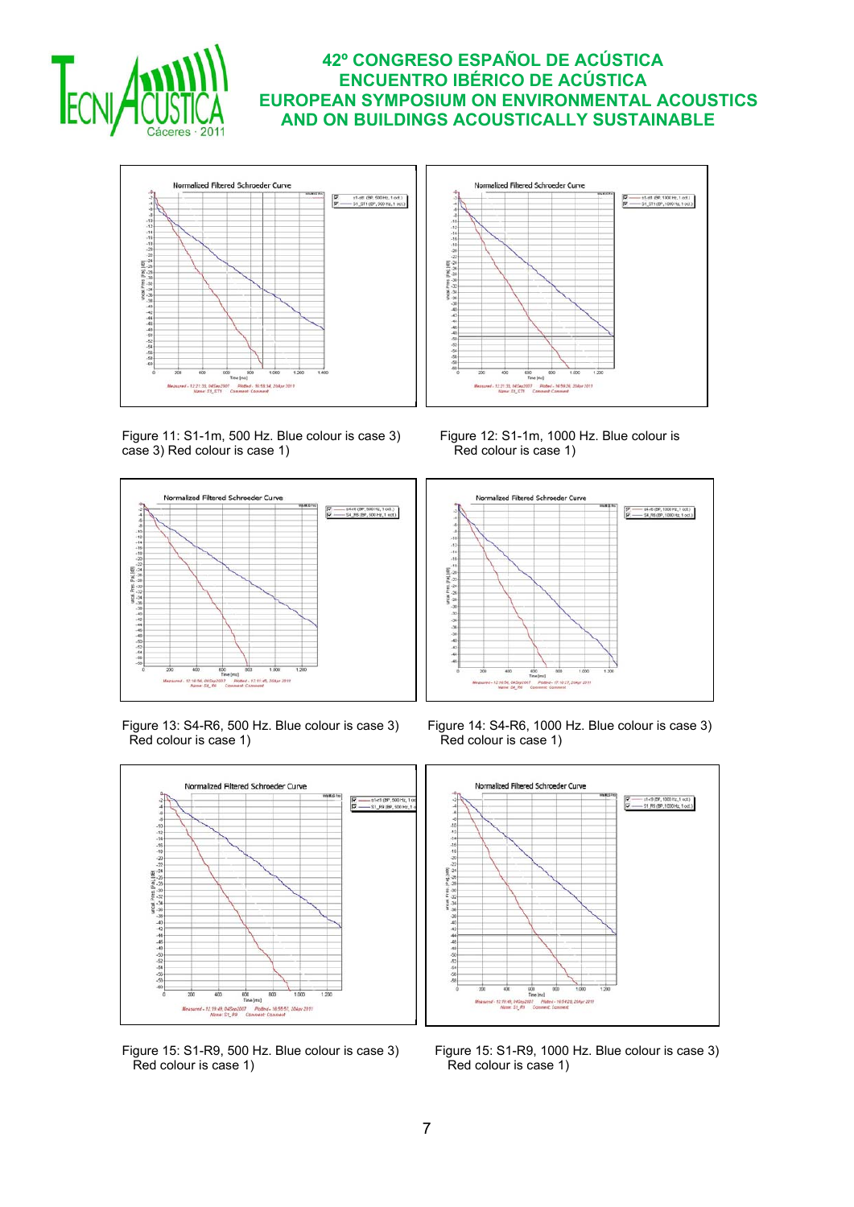Figure 11: S1-1m, 500 Hz. Blue colour is case 3) case 3) Red colour is case 1)

Figure 12: S1-1m, 1000 Hz. Blue colour is Red colour is case 1)

Figure 13: S4-R6, 500 Hz. Blue colour is case 3) Red colour is case 1)

Figure 14: S4-R6, 1000 Hz. Blue colour is case 3) Red colour is case 1)

Figure 15: S1-R9, 500 Hz. Blue colour is case 3) Red colour is case 1)

Figure 15: S1-R9, 1000 Hz. Blue colour is case 3) Red colour is case 1)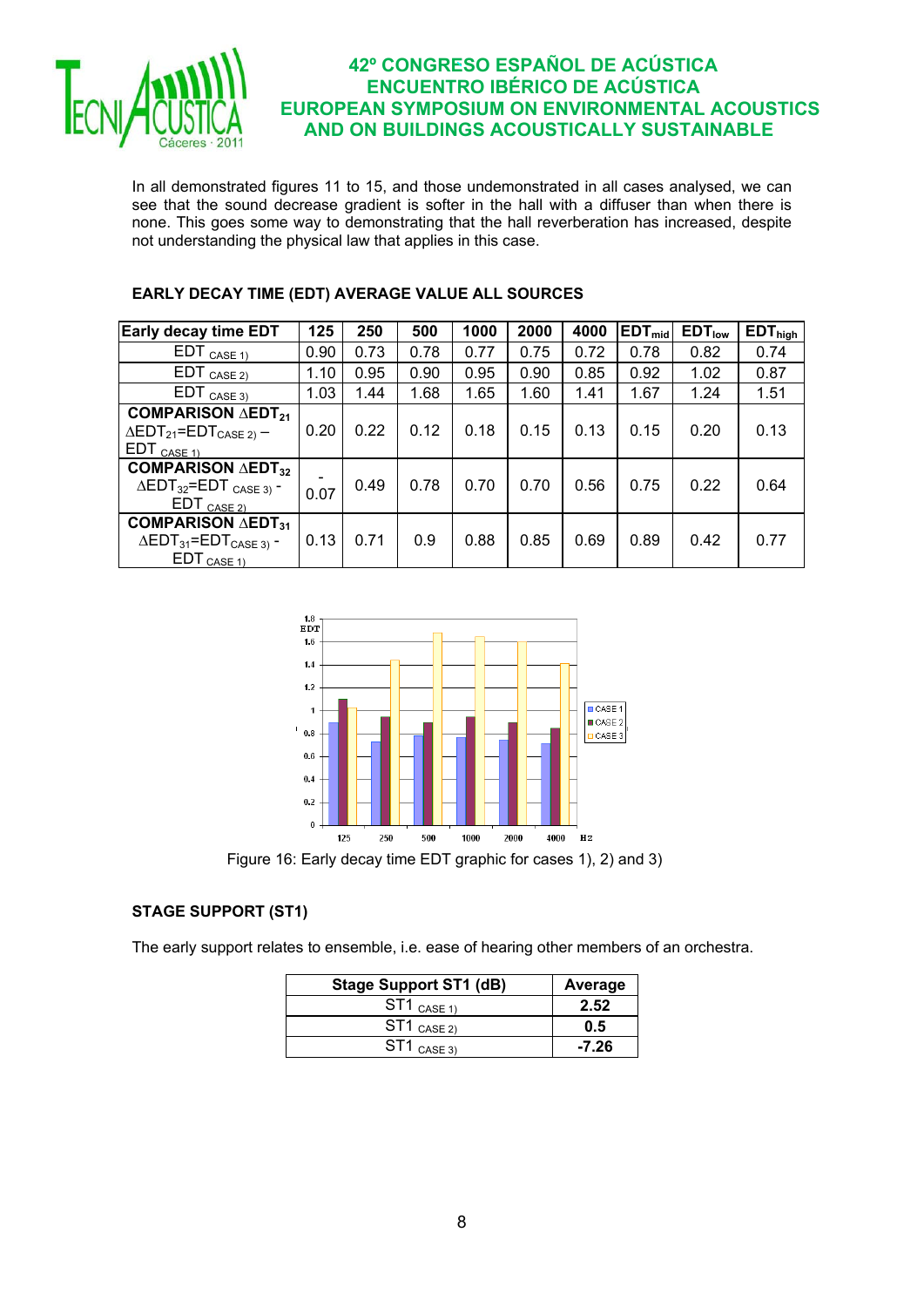In all demonstrated figures 11 to 15, and those undemonstrated in all cases analysed, we can see that the sound decrease gradient is softer in the hall with a diffuser than when there is none. This goes some way to demonstrating that the hall reverberation has increased, despite not understanding the physical law that applies in this case.

**EARLY DECAY TIME (EDT) AVERAGE VALUE ALL SOURCES**

| Early decay time EDT | 125 | 250 | 500 | 1000 | 2000 | 4000 | $EDT_{mid}$ | $EDT_{low}$ | $EDT_{high}$ |
|---|---|---|---|---|---|---|---|---|---|
| $EDT_{CASE\ 1)}$ | 0.90 | 0.73 | 0.78 | 0.77 | 0.75 | 0.72 | 0.78 | 0.82 | 0.74 |
| $EDT_{CASE\ 2)}$ | 1.10 | 0.95 | 0.90 | 0.95 | 0.90 | 0.85 | 0.92 | 1.02 | 0.87 |
| $EDT_{CASE\ 3)}$ | 1.03 | 1.44 | 1.68 | 1.65 | 1.60 | 1.41 | 1.67 | 1.24 | 1.51 |
| **COMPARISON $\Delta EDT_{21}$** $\Delta EDT_{21}=EDT_{CASE\ 2)} - EDT_{CASE\ 1)}$ | 0.20 | 0.22 | 0.12 | 0.18 | 0.15 | 0.13 | 0.15 | 0.20 | 0.13 |
| **COMPARISON $\Delta EDT_{32}$** $\Delta EDT_{32}=EDT_{CASE\ 3)} - EDT_{CASE\ 2)}$ | -0.07 | 0.49 | 0.78 | 0.70 | 0.70 | 0.56 | 0.75 | 0.22 | 0.64 |
| **COMPARISON $\Delta EDT_{31}$** $\Delta EDT_{31}=EDT_{CASE\ 3)} - EDT_{CASE\ 1)}$ | 0.13 | 0.71 | 0.9 | 0.88 | 0.85 | 0.69 | 0.89 | 0.42 | 0.77 |

Figure 16: Early decay time EDT graphic for cases 1), 2) and 3)

**STAGE SUPPORT (ST1)**

The early support relates to ensemble, i.e. ease of hearing other members of an orchestra.

| Stage Support ST1 (dB) | Average |
|---|---|
| $ST1_{CASE\ 1)}$ | **2.52** |
| $ST1_{CASE\ 2)}$ | **0.5** |
| $ST1_{CASE\ 3)}$ | **-7.26** |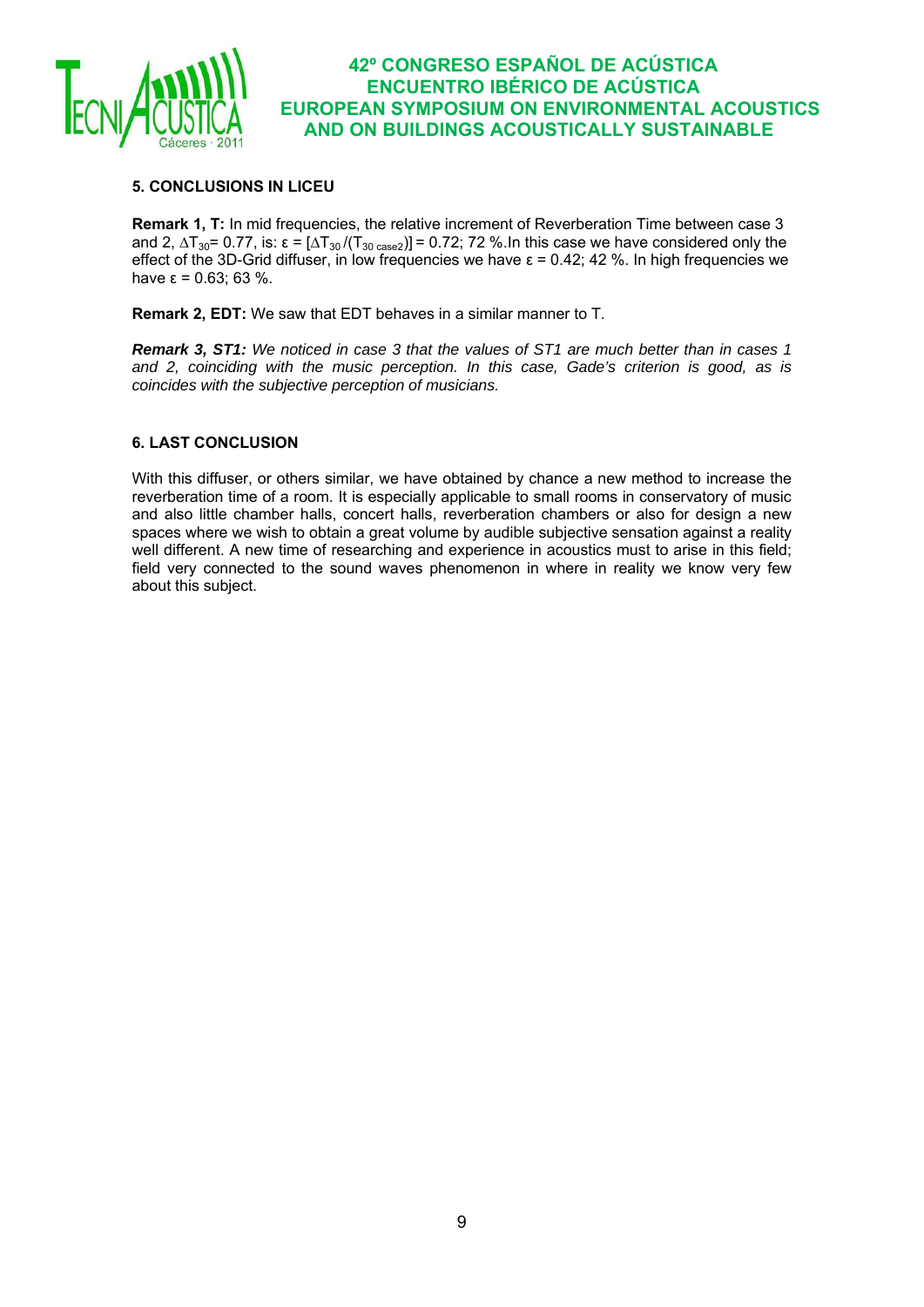## 5. CONCLUSIONS IN LICEU

**Remark 1, T:** In mid frequencies, the relative increment of Reverberation Time between case 3 and 2, $\Delta T_{30}$= 0.77, is: $\varepsilon = [\Delta T_{30} /(T_{30\ case2})] = 0.72$; 72 %.In this case we have considered only the effect of the 3D-Grid diffuser, in low frequencies we have $\varepsilon$ = 0.42; 42 %. In high frequencies we have $\varepsilon$ = 0.63; 63 %.

**Remark 2, EDT:** We saw that EDT behaves in a similar manner to T.

***Remark 3, ST1:*** *We noticed in case 3 that the values of ST1 are much better than in cases 1 and 2, coinciding with the music perception. In this case, Gade's criterion is good, as is coincides with the subjective perception of musicians.*

## 6. LAST CONCLUSION

With this diffuser, or others similar, we have obtained by chance a new method to increase the reverberation time of a room. It is especially applicable to small rooms in conservatory of music and also little chamber halls, concert halls, reverberation chambers or also for design a new spaces where we wish to obtain a great volume by audible subjective sensation against a reality well different. A new time of researching and experience in acoustics must to arise in this field; field very connected to the sound waves phenomenon in where in reality we know very few about this subject.